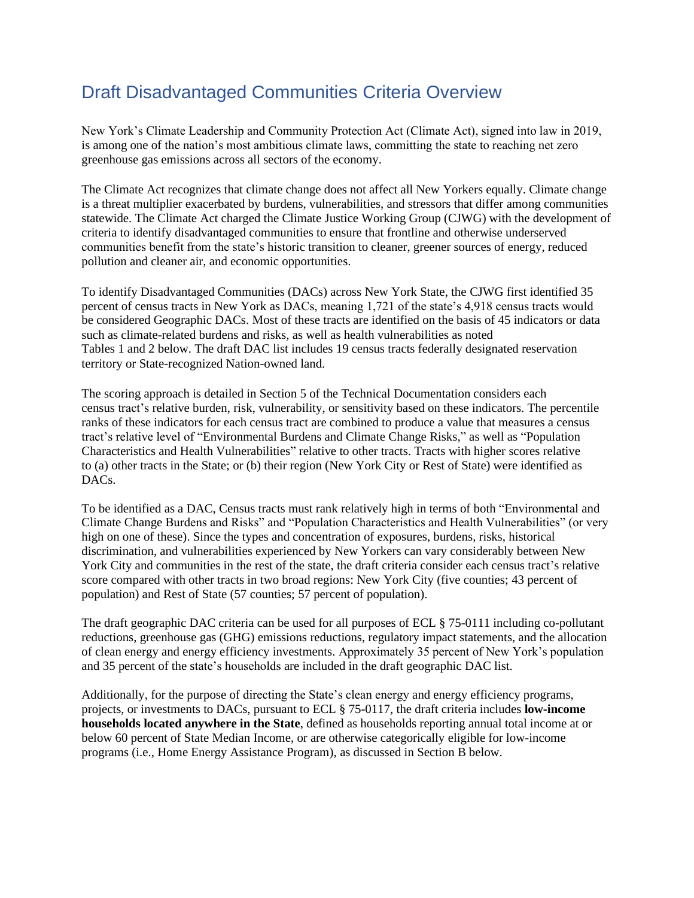# Draft Disadvantaged Communities Criteria Overview

New York's Climate Leadership and Community Protection Act (Climate Act), signed into law in 2019, is among one of the nation's most ambitious climate laws, committing the state to reaching net zero greenhouse gas emissions across all sectors of the economy.

The Climate Act recognizes that climate change does not affect all New Yorkers equally. Climate change is a threat multiplier exacerbated by burdens, vulnerabilities, and stressors that differ among communities statewide. The Climate Act charged the Climate Justice Working Group (CJWG) with the development of criteria to identify disadvantaged communities to ensure that frontline and otherwise underserved communities benefit from the state's historic transition to cleaner, greener sources of energy, reduced pollution and cleaner air, and economic opportunities.

To identify Disadvantaged Communities (DACs) across New York State, the CJWG first identified 35 percent of census tracts in New York as DACs, meaning 1,721 of the state's 4,918 census tracts would be considered Geographic DACs. Most of these tracts are identified on the basis of 45 indicators or data such as climate-related burdens and risks, as well as health vulnerabilities as noted Tables 1 and 2 below. The draft DAC list includes 19 census tracts federally designated reservation territory or State-recognized Nation-owned land.

The scoring approach is detailed in Section 5 of the Technical Documentation considers each census tract's relative burden, risk, vulnerability, or sensitivity based on these indicators. The percentile ranks of these indicators for each census tract are combined to produce a value that measures a census tract's relative level of "Environmental Burdens and Climate Change Risks," as well as "Population Characteristics and Health Vulnerabilities" relative to other tracts. Tracts with higher scores relative to (a) other tracts in the State; or (b) their region (New York City or Rest of State) were identified as DACs.

To be identified as a DAC, Census tracts must rank relatively high in terms of both "Environmental and Climate Change Burdens and Risks" and "Population Characteristics and Health Vulnerabilities" (or very high on one of these). Since the types and concentration of exposures, burdens, risks, historical discrimination, and vulnerabilities experienced by New Yorkers can vary considerably between New York City and communities in the rest of the state, the draft criteria consider each census tract's relative score compared with other tracts in two broad regions: New York City (five counties; 43 percent of population) and Rest of State (57 counties; 57 percent of population).

The draft geographic DAC criteria can be used for all purposes of ECL § 75-0111 including co-pollutant reductions, greenhouse gas (GHG) emissions reductions, regulatory impact statements, and the allocation of clean energy and energy efficiency investments. Approximately 35 percent of New York's population and 35 percent of the state's households are included in the draft geographic DAC list.

Additionally, for the purpose of directing the State's clean energy and energy efficiency programs, projects, or investments to DACs, pursuant to ECL § 75-0117, the draft criteria includes **low-income households located anywhere in the State**, defined as households reporting annual total income at or below 60 percent of State Median Income, or are otherwise categorically eligible for low-income programs (i.e., Home Energy Assistance Program), as discussed in Section B below.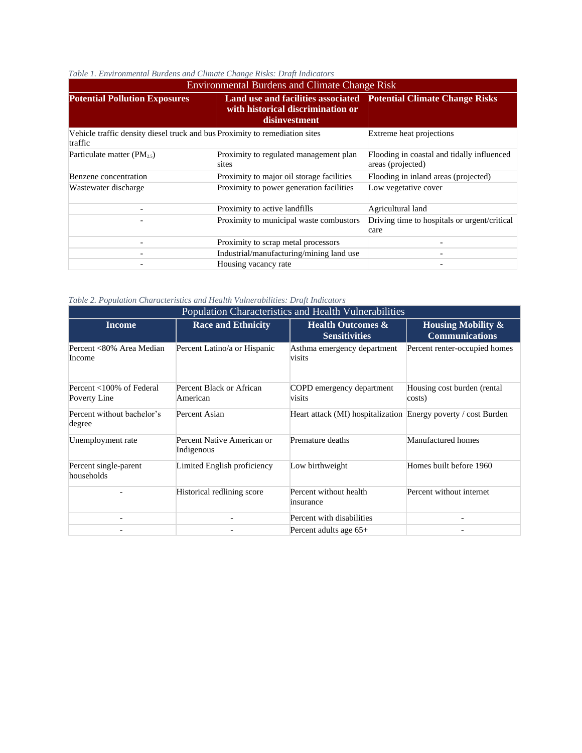*Table 1. Environmental Burdens and Climate Change Risks: Draft Indicators*

| Environmental Burdens and Climate Change Risk | | |
|---|---|---|
| **Potential Pollution Exposures** | **Land use and facilities associated with historical discrimination or disinvestment** | **Potential Climate Change Risks** |
| Vehicle traffic density diesel truck and bus traffic | Proximity to remediation sites | Extreme heat projections |
| Particulate matter ($PM_{2.5}$) | Proximity to regulated management plan sites | Flooding in coastal and tidally influenced areas (projected) |
| Benzene concentration | Proximity to major oil storage facilities | Flooding in inland areas (projected) |
| Wastewater discharge | Proximity to power generation facilities | Low vegetative cover |
| - | Proximity to active landfills | Agricultural land |
| - | Proximity to municipal waste combustors | Driving time to hospitals or urgent/critical care |
| - | Proximity to scrap metal processors | - |
| - | Industrial/manufacturing/mining land use | - |
| - | Housing vacancy rate | - |

*Table 2. Population Characteristics and Health Vulnerabilities: Draft Indicators*

| Population Characteristics and Health Vulnerabilities | | | |
|---|---|---|---|
| **Income** | **Race and Ethnicity** | **Health Outcomes & Sensitivities** | **Housing Mobility & Communications** |
| Percent <80% Area Median Income | Percent Latino/a or Hispanic | Asthma emergency department visits | Percent renter-occupied homes |
| Percent <100% of Federal Poverty Line | Percent Black or African American | COPD emergency department visits | Housing cost burden (rental costs) |
| Percent without bachelor's degree | Percent Asian | Heart attack (MI) hospitalization | Energy poverty / cost Burden |
| Unemployment rate | Percent Native American or Indigenous | Premature deaths | Manufactured homes |
| Percent single-parent households | Limited English proficiency | Low birthweight | Homes built before 1960 |
| - | Historical redlining score | Percent without health insurance | Percent without internet |
| - | - | Percent with disabilities | - |
| - | - | Percent adults age 65+ | - |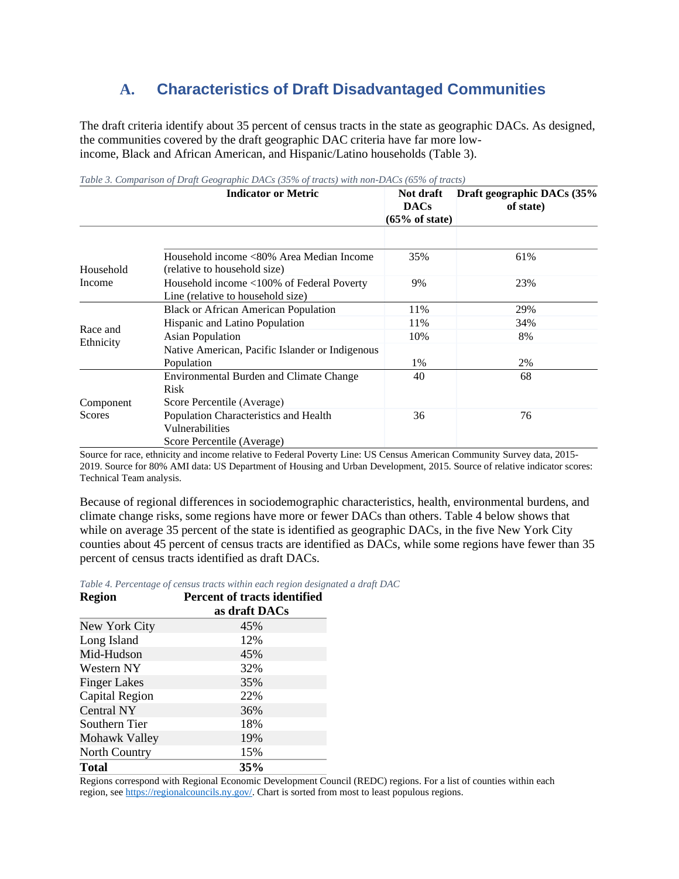## A. Characteristics of Draft Disadvantaged Communities

The draft criteria identify about 35 percent of census tracts in the state as geographic DACs. As designed, the communities covered by the draft geographic DAC criteria have far more low-income, Black and African American, and Hispanic/Latino households (Table 3).

*Table 3. Comparison of Draft Geographic DACs (35% of tracts) with non-DACs (65% of tracts)*

| | Indicator or Metric | Not draft DACs (65% of state) | Draft geographic DACs (35% of state) |
|---|---|---|---|
| Household Income | Household income <80% Area Median Income (relative to household size) | 35% | 61% |
| | Household income <100% of Federal Poverty Line (relative to household size) | 9% | 23% |
| Race and Ethnicity | Black or African American Population | 11% | 29% |
| | Hispanic and Latino Population | 11% | 34% |
| | Asian Population | 10% | 8% |
| | Native American, Pacific Islander or Indigenous Population | 1% | 2% |
| Component Scores | Environmental Burden and Climate Change Risk Score Percentile (Average) | 40 | 68 |
| | Population Characteristics and Health Vulnerabilities Score Percentile (Average) | 36 | 76 |

Source for race, ethnicity and income relative to Federal Poverty Line: US Census American Community Survey data, 2015-2019. Source for 80% AMI data: US Department of Housing and Urban Development, 2015. Source of relative indicator scores: Technical Team analysis.

Because of regional differences in sociodemographic characteristics, health, environmental burdens, and climate change risks, some regions have more or fewer DACs than others. Table 4 below shows that while on average 35 percent of the state is identified as geographic DACs, in the five New York City counties about 45 percent of census tracts are identified as DACs, while some regions have fewer than 35 percent of census tracts identified as draft DACs.

*Table 4. Percentage of census tracts within each region designated a draft DAC*

| Region | Percent of tracts identified as draft DACs |
|---|---|
| New York City | 45% |
| Long Island | 12% |
| Mid-Hudson | 45% |
| Western NY | 32% |
| Finger Lakes | 35% |
| Capital Region | 22% |
| Central NY | 36% |
| Southern Tier | 18% |
| Mohawk Valley | 19% |
| North Country | 15% |
| **Total** | **35%** |

Regions correspond with Regional Economic Development Council (REDC) regions. For a list of counties within each region, see https://regionalcouncils.ny.gov/. Chart is sorted from most to least populous regions.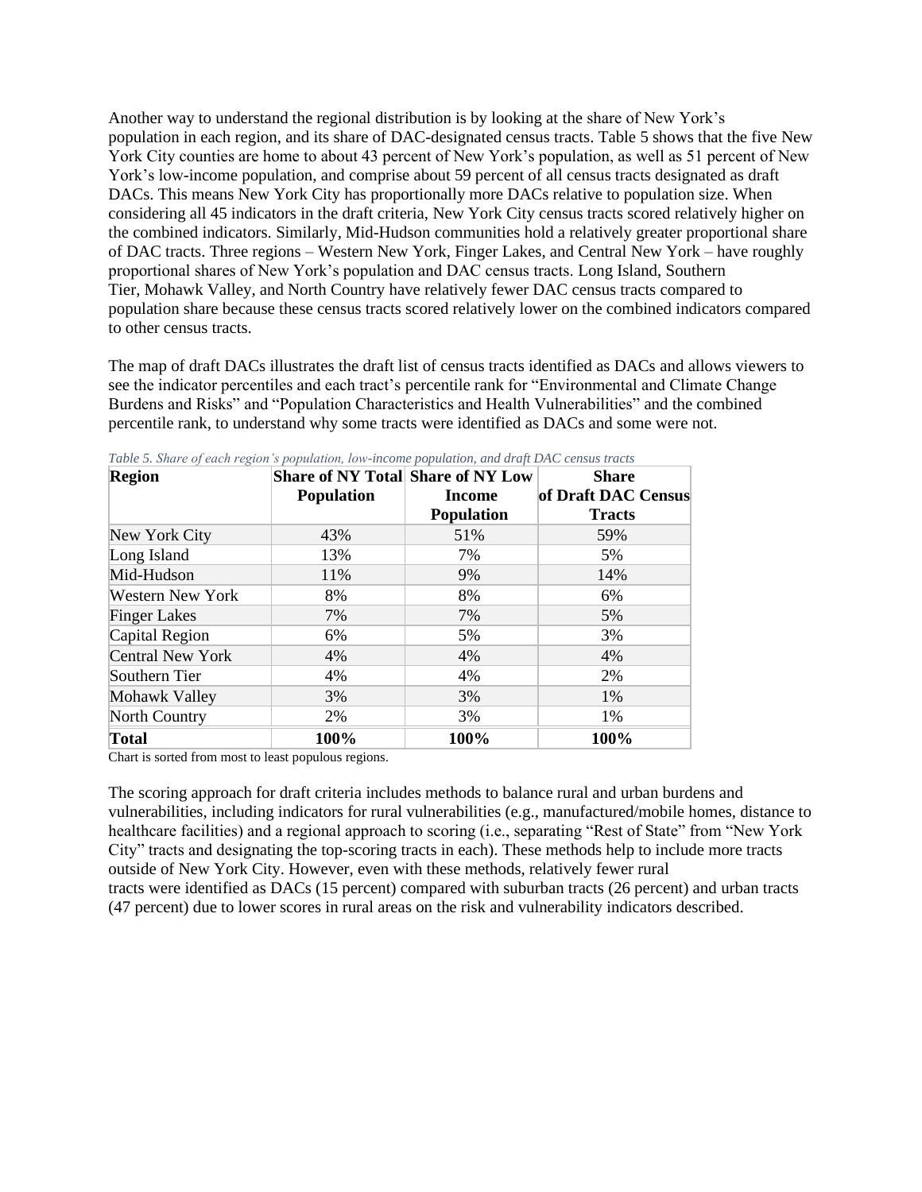Another way to understand the regional distribution is by looking at the share of New York's population in each region, and its share of DAC-designated census tracts. Table 5 shows that the five New York City counties are home to about 43 percent of New York's population, as well as 51 percent of New York's low-income population, and comprise about 59 percent of all census tracts designated as draft DACs. This means New York City has proportionally more DACs relative to population size. When considering all 45 indicators in the draft criteria, New York City census tracts scored relatively higher on the combined indicators. Similarly, Mid-Hudson communities hold a relatively greater proportional share of DAC tracts. Three regions – Western New York, Finger Lakes, and Central New York – have roughly proportional shares of New York's population and DAC census tracts. Long Island, Southern Tier, Mohawk Valley, and North Country have relatively fewer DAC census tracts compared to population share because these census tracts scored relatively lower on the combined indicators compared to other census tracts.

The map of draft DACs illustrates the draft list of census tracts identified as DACs and allows viewers to see the indicator percentiles and each tract's percentile rank for "Environmental and Climate Change Burdens and Risks" and "Population Characteristics and Health Vulnerabilities" and the combined percentile rank, to understand why some tracts were identified as DACs and some were not.

*Table 5. Share of each region's population, low-income population, and draft DAC census tracts*

| Region | Share of NY Total Population | Share of NY Low Income Population | Share of Draft DAC Census Tracts |
|---|---|---|---|
| New York City | 43% | 51% | 59% |
| Long Island | 13% | 7% | 5% |
| Mid-Hudson | 11% | 9% | 14% |
| Western New York | 8% | 8% | 6% |
| Finger Lakes | 7% | 7% | 5% |
| Capital Region | 6% | 5% | 3% |
| Central New York | 4% | 4% | 4% |
| Southern Tier | 4% | 4% | 2% |
| Mohawk Valley | 3% | 3% | 1% |
| North Country | 2% | 3% | 1% |
| **Total** | **100%** | **100%** | **100%** |

Chart is sorted from most to least populous regions.

The scoring approach for draft criteria includes methods to balance rural and urban burdens and vulnerabilities, including indicators for rural vulnerabilities (e.g., manufactured/mobile homes, distance to healthcare facilities) and a regional approach to scoring (i.e., separating "Rest of State" from "New York City" tracts and designating the top-scoring tracts in each). These methods help to include more tracts outside of New York City. However, even with these methods, relatively fewer rural tracts were identified as DACs (15 percent) compared with suburban tracts (26 percent) and urban tracts (47 percent) due to lower scores in rural areas on the risk and vulnerability indicators described.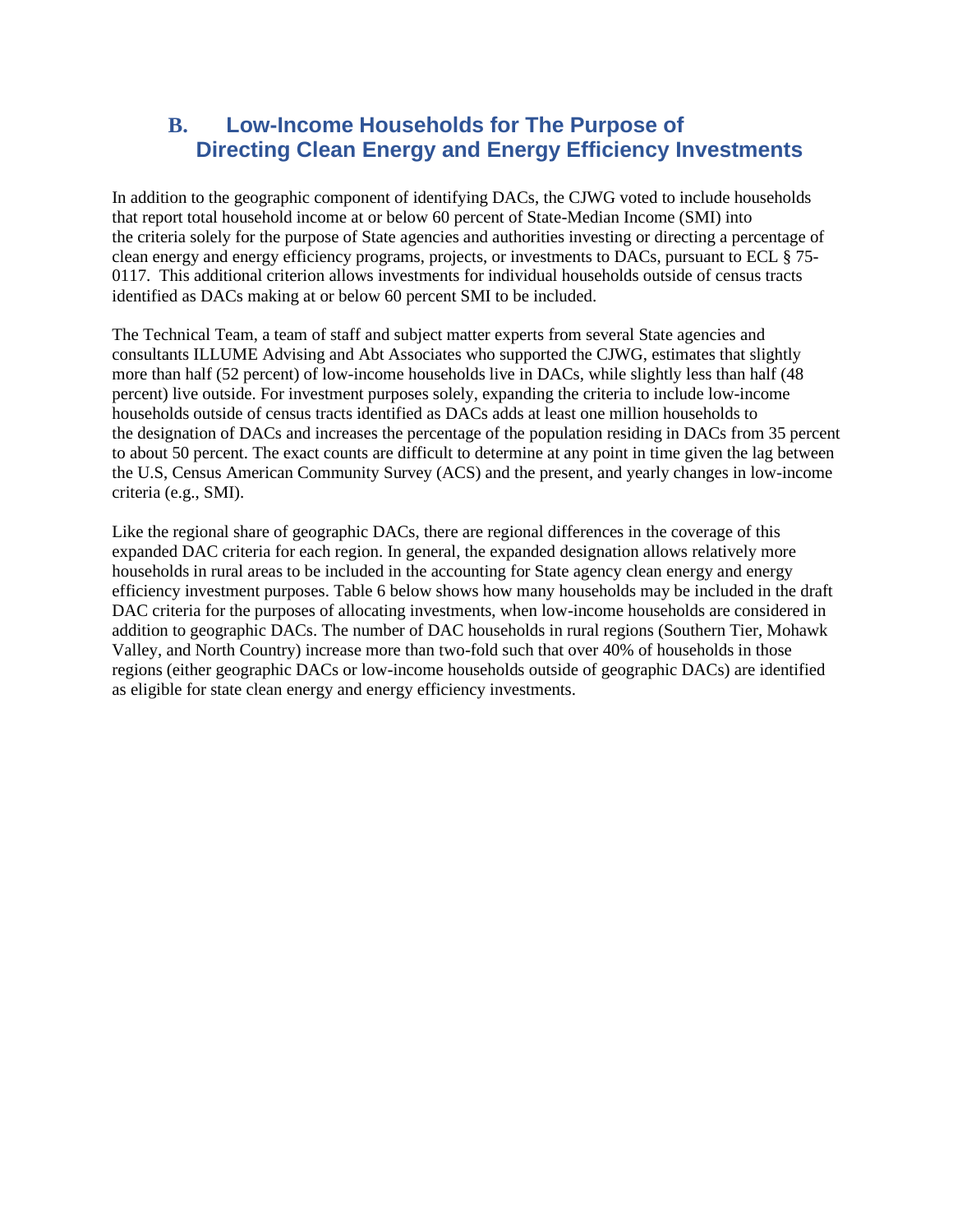## B. Low-Income Households for The Purpose of Directing Clean Energy and Energy Efficiency Investments

In addition to the geographic component of identifying DACs, the CJWG voted to include households that report total household income at or below 60 percent of State-Median Income (SMI) into the criteria solely for the purpose of State agencies and authorities investing or directing a percentage of clean energy and energy efficiency programs, projects, or investments to DACs, pursuant to ECL § 75-0117. This additional criterion allows investments for individual households outside of census tracts identified as DACs making at or below 60 percent SMI to be included.

The Technical Team, a team of staff and subject matter experts from several State agencies and consultants ILLUME Advising and Abt Associates who supported the CJWG, estimates that slightly more than half (52 percent) of low-income households live in DACs, while slightly less than half (48 percent) live outside. For investment purposes solely, expanding the criteria to include low-income households outside of census tracts identified as DACs adds at least one million households to the designation of DACs and increases the percentage of the population residing in DACs from 35 percent to about 50 percent. The exact counts are difficult to determine at any point in time given the lag between the U.S, Census American Community Survey (ACS) and the present, and yearly changes in low-income criteria (e.g., SMI).

Like the regional share of geographic DACs, there are regional differences in the coverage of this expanded DAC criteria for each region. In general, the expanded designation allows relatively more households in rural areas to be included in the accounting for State agency clean energy and energy efficiency investment purposes. Table 6 below shows how many households may be included in the draft DAC criteria for the purposes of allocating investments, when low-income households are considered in addition to geographic DACs. The number of DAC households in rural regions (Southern Tier, Mohawk Valley, and North Country) increase more than two-fold such that over 40% of households in those regions (either geographic DACs or low-income households outside of geographic DACs) are identified as eligible for state clean energy and energy efficiency investments.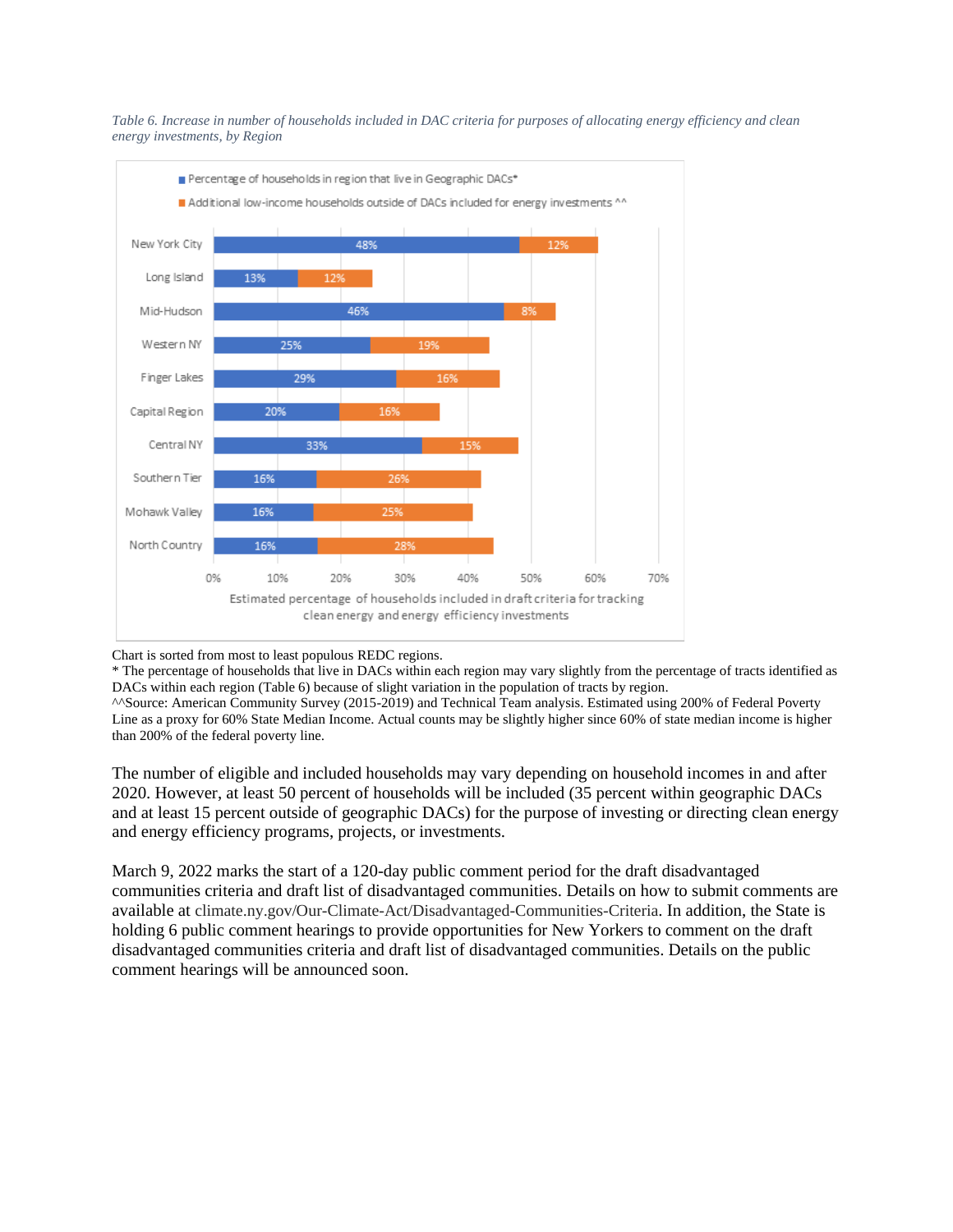*Table 6. Increase in number of households included in DAC criteria for purposes of allocating energy efficiency and clean energy investments, by Region*

Percentage of households in region that live in Geographic DACs*

Additional low-income households outside of DACs included for energy investments ^^

New York City 48% 12%

Long Island 13% 12%

Mid-Hudson 46% 8%

Western NY 25% 19%

Finger Lakes 29% 16%

Capital Region 20% 16%

Central NY 33% 15%

Southern Tier 16% 26%

Mohawk Valley 16% 25%

North Country 16% 28%

0% 10% 20% 30% 40% 50% 60% 70%

Estimated percentage of households included in draft criteria for tracking clean energy and energy efficiency investments

Chart is sorted from most to least populous REDC regions.

* The percentage of households that live in DACs within each region may vary slightly from the percentage of tracts identified as DACs within each region (Table 6) because of slight variation in the population of tracts by region.

^^Source: American Community Survey (2015-2019) and Technical Team analysis. Estimated using 200% of Federal Poverty Line as a proxy for 60% State Median Income. Actual counts may be slightly higher since 60% of state median income is higher than 200% of the federal poverty line.

The number of eligible and included households may vary depending on household incomes in and after 2020. However, at least 50 percent of households will be included (35 percent within geographic DACs and at least 15 percent outside of geographic DACs) for the purpose of investing or directing clean energy and energy efficiency programs, projects, or investments.

March 9, 2022 marks the start of a 120-day public comment period for the draft disadvantaged communities criteria and draft list of disadvantaged communities. Details on how to submit comments are available at climate.ny.gov/Our-Climate-Act/Disadvantaged-Communities-Criteria. In addition, the State is holding 6 public comment hearings to provide opportunities for New Yorkers to comment on the draft disadvantaged communities criteria and draft list of disadvantaged communities. Details on the public comment hearings will be announced soon.